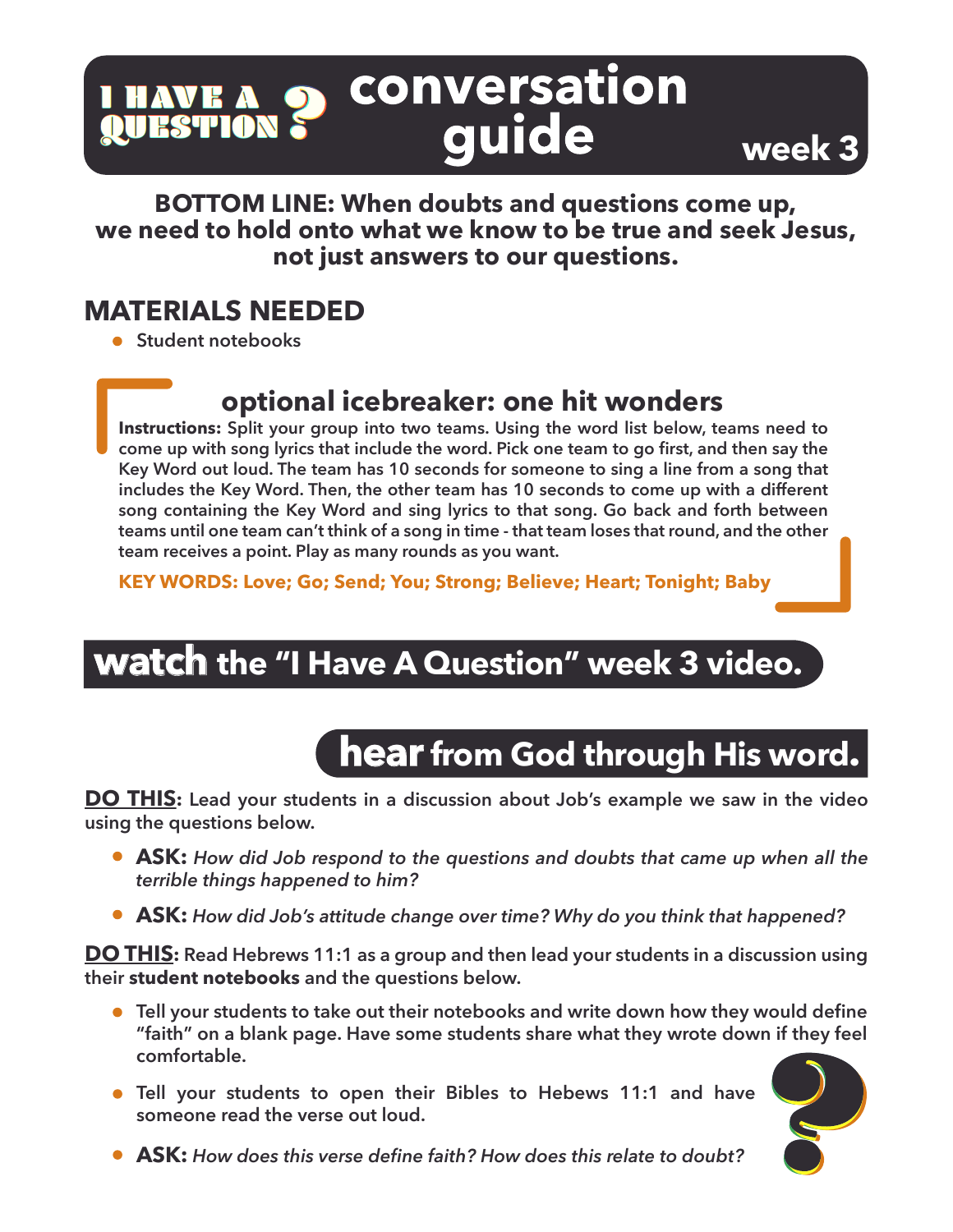# I HAVE A QUESTION conversation guide week 3

**BOTTOM LINE: When doubts and questions come up, we need to hold onto what we know to be true and seek Jesus, not just answers to our questions.**

## MATERIALS NEEDED

- Student notebooks

### optional icebreaker: one hit wonders

**Instructions:** Split your group into two teams. Using the word list below, teams need to come up with song lyrics that include the word. Pick one team to go first, and then say the Key Word out loud. The team has 10 seconds for someone to sing a line from a song that includes the Key Word. Then, the other team has 10 seconds to come up with a different song containing the Key Word and sing lyrics to that song. Go back and forth between teams until one team can't think of a song in time - that team loses that round, and the other team receives a point. Play as many rounds as you want.

**KEY WORDS: Love; Go; Send; You; Strong; Believe; Heart; Tonight; Baby**

## watch the "I Have A Question" week 3 video.

## hear from God through His word.

**DO THIS:** Lead your students in a discussion about Job's example we saw in the video using the questions below.

- **ASK:** *How did Job respond to the questions and doubts that came up when all the terrible things happened to him?*
- **ASK:** *How did Job's attitude change over time? Why do you think that happened?*

**DO THIS:** Read Hebrews 11:1 as a group and then lead your students in a discussion using their **student notebooks** and the questions below.

- Tell your students to take out their notebooks and write down how they would define "faith" on a blank page. Have some students share what they wrote down if they feel comfortable.
- Tell your students to open their Bibles to Hebews 11:1 and have someone read the verse out loud.
- **ASK:** *How does this verse define faith? How does this relate to doubt?*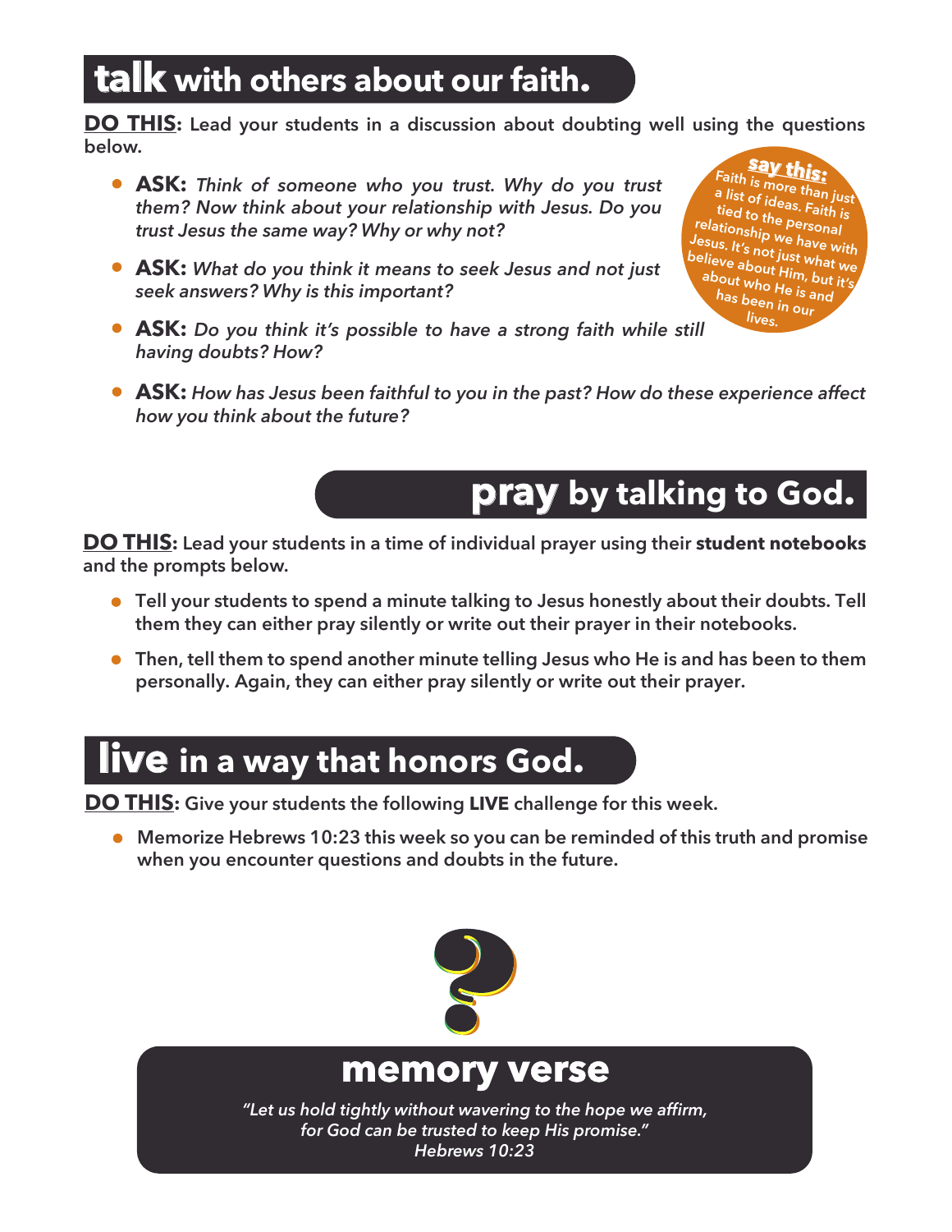## **talk** with others about our faith.

**DO THIS:** Lead your students in a discussion about doubting well using the questions below.

- **ASK:** *Think of someone who you trust. Why do you trust them? Now think about your relationship with Jesus. Do you trust Jesus the same way? Why or why not?*
- **ASK:** *What do you think it means to seek Jesus and not just seek answers? Why is this important?*
- **ASK:** *Do you think it's possible to have a strong faith while still having doubts? How?*
- **ASK:** *How has Jesus been faithful to you in the past? How do these experience affect how you think about the future?*

**say this:** Faith is more than just a list of ideas. Faith is tied to the personal relationship we have with Jesus. It's not just what we believe about Him, but it's about who He is and has been in our lives.

## **pray** by talking to God.

**DO THIS:** Lead your students in a time of individual prayer using their **student notebooks** and the prompts below.

- Tell your students to spend a minute talking to Jesus honestly about their doubts. Tell them they can either pray silently or write out their prayer in their notebooks.
- Then, tell them to spend another minute telling Jesus who He is and has been to them personally. Again, they can either pray silently or write out their prayer.

## **live** in a way that honors God.

**DO THIS:** Give your students the following **LIVE** challenge for this week.

- Memorize Hebrews 10:23 this week so you can be reminded of this truth and promise when you encounter questions and doubts in the future.

## memory verse

*"Let us hold tightly without wavering to the hope we affirm, for God can be trusted to keep His promise."*
*Hebrews 10:23*